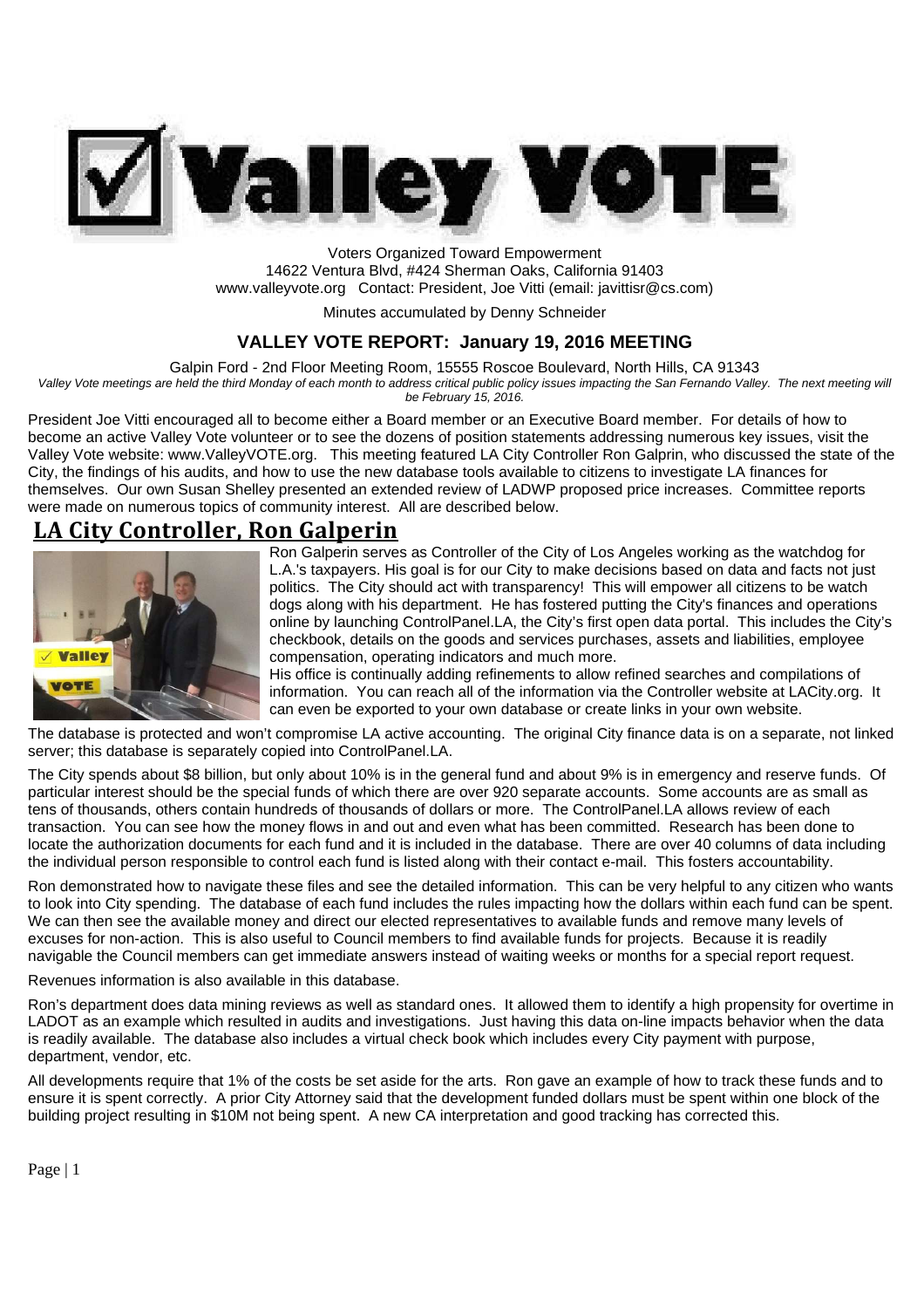# Valley VOTE

Voters Organized Toward Empowerment
14622 Ventura Blvd, #424 Sherman Oaks, California 91403
www.valleyvote.org Contact: President, Joe Vitti (email: javittisr@cs.com)

Minutes accumulated by Denny Schneider

## VALLEY VOTE REPORT: January 19, 2016 MEETING

Galpin Ford - 2nd Floor Meeting Room, 15555 Roscoe Boulevard, North Hills, CA 91343

*Valley Vote meetings are held the third Monday of each month to address critical public policy issues impacting the San Fernando Valley. The next meeting will be February 15, 2016.*

President Joe Vitti encouraged all to become either a Board member or an Executive Board member. For details of how to become an active Valley Vote volunteer or to see the dozens of position statements addressing numerous key issues, visit the Valley Vote website: www.ValleyVOTE.org. This meeting featured LA City Controller Ron Galprin, who discussed the state of the City, the findings of his audits, and how to use the new database tools available to citizens to investigate LA finances for themselves. Our own Susan Shelley presented an extended review of LADWP proposed price increases. Committee reports were made on numerous topics of community interest. All are described below.

## LA City Controller, Ron Galperin

Ron Galperin serves as Controller of the City of Los Angeles working as the watchdog for L.A.'s taxpayers. His goal is for our City to make decisions based on data and facts not just politics. The City should act with transparency! This will empower all citizens to be watch dogs along with his department. He has fostered putting the City's finances and operations online by launching ControlPanel.LA, the City's first open data portal. This includes the City's checkbook, details on the goods and services purchases, assets and liabilities, employee compensation, operating indicators and much more.

His office is continually adding refinements to allow refined searches and compilations of information. You can reach all of the information via the Controller website at LACity.org. It can even be exported to your own database or create links in your own website.

The database is protected and won't compromise LA active accounting. The original City finance data is on a separate, not linked server; this database is separately copied into ControlPanel.LA.

The City spends about $8 billion, but only about 10% is in the general fund and about 9% is in emergency and reserve funds. Of particular interest should be the special funds of which there are over 920 separate accounts. Some accounts are as small as tens of thousands, others contain hundreds of thousands of dollars or more. The ControlPanel.LA allows review of each transaction. You can see how the money flows in and out and even what has been committed. Research has been done to locate the authorization documents for each fund and it is included in the database. There are over 40 columns of data including the individual person responsible to control each fund is listed along with their contact e-mail. This fosters accountability.

Ron demonstrated how to navigate these files and see the detailed information. This can be very helpful to any citizen who wants to look into City spending. The database of each fund includes the rules impacting how the dollars within each fund can be spent. We can then see the available money and direct our elected representatives to available funds and remove many levels of excuses for non-action. This is also useful to Council members to find available funds for projects. Because it is readily navigable the Council members can get immediate answers instead of waiting weeks or months for a special report request.

Revenues information is also available in this database.

Ron's department does data mining reviews as well as standard ones. It allowed them to identify a high propensity for overtime in LADOT as an example which resulted in audits and investigations. Just having this data on-line impacts behavior when the data is readily available. The database also includes a virtual check book which includes every City payment with purpose, department, vendor, etc.

All developments require that 1% of the costs be set aside for the arts. Ron gave an example of how to track these funds and to ensure it is spent correctly. A prior City Attorney said that the development funded dollars must be spent within one block of the building project resulting in $10M not being spent. A new CA interpretation and good tracking has corrected this.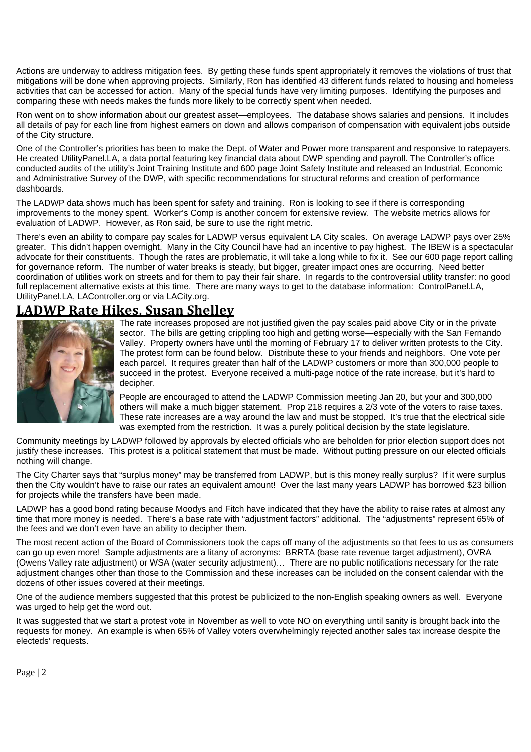Actions are underway to address mitigation fees. By getting these funds spent appropriately it removes the violations of trust that mitigations will be done when approving projects. Similarly, Ron has identified 43 different funds related to housing and homeless activities that can be accessed for action. Many of the special funds have very limiting purposes. Identifying the purposes and comparing these with needs makes the funds more likely to be correctly spent when needed.

Ron went on to show information about our greatest asset—employees. The database shows salaries and pensions. It includes all details of pay for each line from highest earners on down and allows comparison of compensation with equivalent jobs outside of the City structure.

One of the Controller's priorities has been to make the Dept. of Water and Power more transparent and responsive to ratepayers. He created UtilityPanel.LA, a data portal featuring key financial data about DWP spending and payroll. The Controller's office conducted audits of the utility's Joint Training Institute and 600 page Joint Safety Institute and released an Industrial, Economic and Administrative Survey of the DWP, with specific recommendations for structural reforms and creation of performance dashboards.

The LADWP data shows much has been spent for safety and training. Ron is looking to see if there is corresponding improvements to the money spent. Worker's Comp is another concern for extensive review. The website metrics allows for evaluation of LADWP. However, as Ron said, be sure to use the right metric.

There's even an ability to compare pay scales for LADWP versus equivalent LA City scales. On average LADWP pays over 25% greater. This didn't happen overnight. Many in the City Council have had an incentive to pay highest. The IBEW is a spectacular advocate for their constituents. Though the rates are problematic, it will take a long while to fix it. See our 600 page report calling for governance reform. The number of water breaks is steady, but bigger, greater impact ones are occurring. Need better coordination of utilities work on streets and for them to pay their fair share. In regards to the controversial utility transfer: no good full replacement alternative exists at this time. There are many ways to get to the database information: ControlPanel.LA, UtilityPanel.LA, LAController.org or via LACity.org.

## LADWP Rate Hikes, Susan Shelley

The rate increases proposed are not justified given the pay scales paid above City or in the private sector. The bills are getting crippling too high and getting worse—especially with the San Fernando Valley. Property owners have until the morning of February 17 to deliver written protests to the City. The protest form can be found below. Distribute these to your friends and neighbors. One vote per each parcel. It requires greater than half of the LADWP customers or more than 300,000 people to succeed in the protest. Everyone received a multi-page notice of the rate increase, but it's hard to decipher.

People are encouraged to attend the LADWP Commission meeting Jan 20, but your and 300,000 others will make a much bigger statement. Prop 218 requires a 2/3 vote of the voters to raise taxes. These rate increases are a way around the law and must be stopped. It's true that the electrical side was exempted from the restriction. It was a purely political decision by the state legislature.

Community meetings by LADWP followed by approvals by elected officials who are beholden for prior election support does not justify these increases. This protest is a political statement that must be made. Without putting pressure on our elected officials nothing will change.

The City Charter says that "surplus money" may be transferred from LADWP, but is this money really surplus? If it were surplus then the City wouldn't have to raise our rates an equivalent amount! Over the last many years LADWP has borrowed $23 billion for projects while the transfers have been made.

LADWP has a good bond rating because Moodys and Fitch have indicated that they have the ability to raise rates at almost any time that more money is needed. There's a base rate with "adjustment factors" additional. The "adjustments" represent 65% of the fees and we don't even have an ability to decipher them.

The most recent action of the Board of Commissioners took the caps off many of the adjustments so that fees to us as consumers can go up even more! Sample adjustments are a litany of acronyms: BRRTA (base rate revenue target adjustment), OVRA (Owens Valley rate adjustment) or WSA (water security adjustment)… There are no public notifications necessary for the rate adjustment changes other than those to the Commission and these increases can be included on the consent calendar with the dozens of other issues covered at their meetings.

One of the audience members suggested that this protest be publicized to the non-English speaking owners as well. Everyone was urged to help get the word out.

It was suggested that we start a protest vote in November as well to vote NO on everything until sanity is brought back into the requests for money. An example is when 65% of Valley voters overwhelmingly rejected another sales tax increase despite the electeds' requests.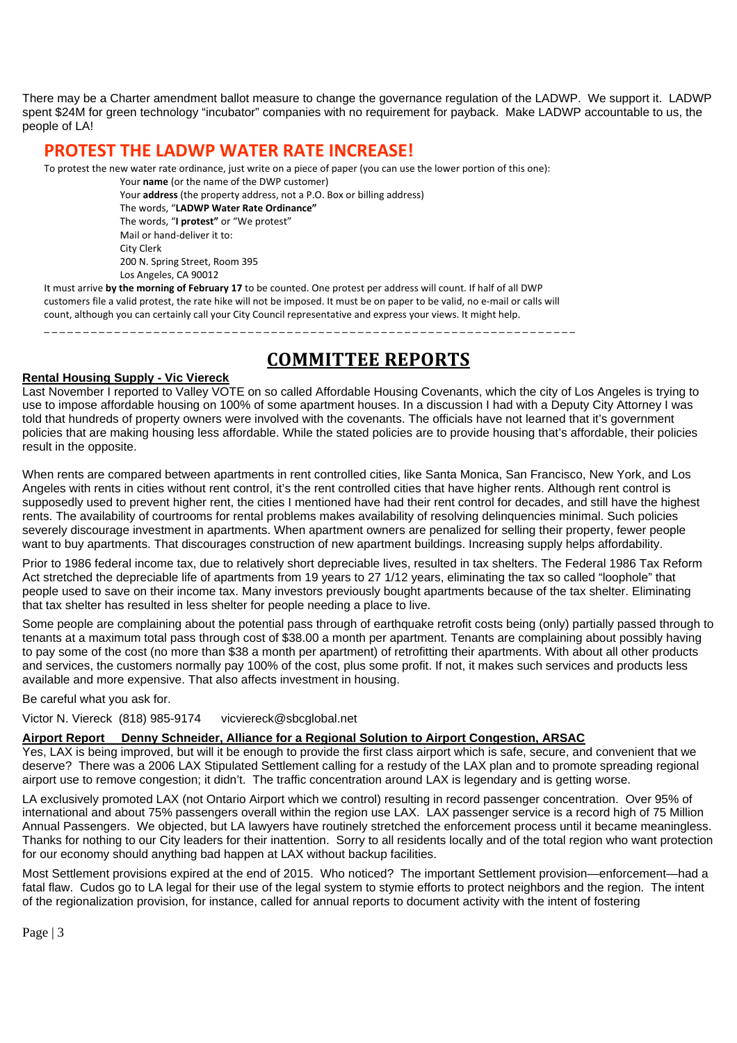There may be a Charter amendment ballot measure to change the governance regulation of the LADWP. We support it. LADWP spent $24M for green technology "incubator" companies with no requirement for payback. Make LADWP accountable to us, the people of LA!

## PROTEST THE LADWP WATER RATE INCREASE!

To protest the new water rate ordinance, just write on a piece of paper (you can use the lower portion of this one):

Your **name** (or the name of the DWP customer)
Your **address** (the property address, not a P.O. Box or billing address)
The words, "**LADWP Water Rate Ordinance"**
The words, "**I protest"** or "We protest"
Mail or hand-deliver it to:
City Clerk
200 N. Spring Street, Room 395
Los Angeles, CA 90012

It must arrive **by the morning of February 17** to be counted. One protest per address will count. If half of all DWP customers file a valid protest, the rate hike will not be imposed. It must be on paper to be valid, no e-mail or calls will count, although you can certainly call your City Council representative and express your views. It might help.

---

## COMMITTEE REPORTS

**Rental Housing Supply - Vic Viereck**

Last November I reported to Valley VOTE on so called Affordable Housing Covenants, which the city of Los Angeles is trying to use to impose affordable housing on 100% of some apartment houses. In a discussion I had with a Deputy City Attorney I was told that hundreds of property owners were involved with the covenants. The officials have not learned that it's government policies that are making housing less affordable. While the stated policies are to provide housing that's affordable, their policies result in the opposite.

When rents are compared between apartments in rent controlled cities, like Santa Monica, San Francisco, New York, and Los Angeles with rents in cities without rent control, it's the rent controlled cities that have higher rents. Although rent control is supposedly used to prevent higher rent, the cities I mentioned have had their rent control for decades, and still have the highest rents. The availability of courtrooms for rental problems makes availability of resolving delinquencies minimal. Such policies severely discourage investment in apartments. When apartment owners are penalized for selling their property, fewer people want to buy apartments. That discourages construction of new apartment buildings. Increasing supply helps affordability.

Prior to 1986 federal income tax, due to relatively short depreciable lives, resulted in tax shelters. The Federal 1986 Tax Reform Act stretched the depreciable life of apartments from 19 years to 27 1/12 years, eliminating the tax so called "loophole" that people used to save on their income tax. Many investors previously bought apartments because of the tax shelter. Eliminating that tax shelter has resulted in less shelter for people needing a place to live.

Some people are complaining about the potential pass through of earthquake retrofit costs being (only) partially passed through to tenants at a maximum total pass through cost of $38.00 a month per apartment. Tenants are complaining about possibly having to pay some of the cost (no more than $38 a month per apartment) of retrofitting their apartments. With about all other products and services, the customers normally pay 100% of the cost, plus some profit. If not, it makes such services and products less available and more expensive. That also affects investment in housing.

Be careful what you ask for.

Victor N. Viereck (818) 985-9174 vicviereck@sbcglobal.net

**Airport Report Denny Schneider, Alliance for a Regional Solution to Airport Congestion, ARSAC**

Yes, LAX is being improved, but will it be enough to provide the first class airport which is safe, secure, and convenient that we deserve? There was a 2006 LAX Stipulated Settlement calling for a restudy of the LAX plan and to promote spreading regional airport use to remove congestion; it didn't. The traffic concentration around LAX is legendary and is getting worse.

LA exclusively promoted LAX (not Ontario Airport which we control) resulting in record passenger concentration. Over 95% of international and about 75% passengers overall within the region use LAX. LAX passenger service is a record high of 75 Million Annual Passengers. We objected, but LA lawyers have routinely stretched the enforcement process until it became meaningless. Thanks for nothing to our City leaders for their inattention. Sorry to all residents locally and of the total region who want protection for our economy should anything bad happen at LAX without backup facilities.

Most Settlement provisions expired at the end of 2015. Who noticed? The important Settlement provision—enforcement—had a fatal flaw. Cudos go to LA legal for their use of the legal system to stymie efforts to protect neighbors and the region. The intent of the regionalization provision, for instance, called for annual reports to document activity with the intent of fostering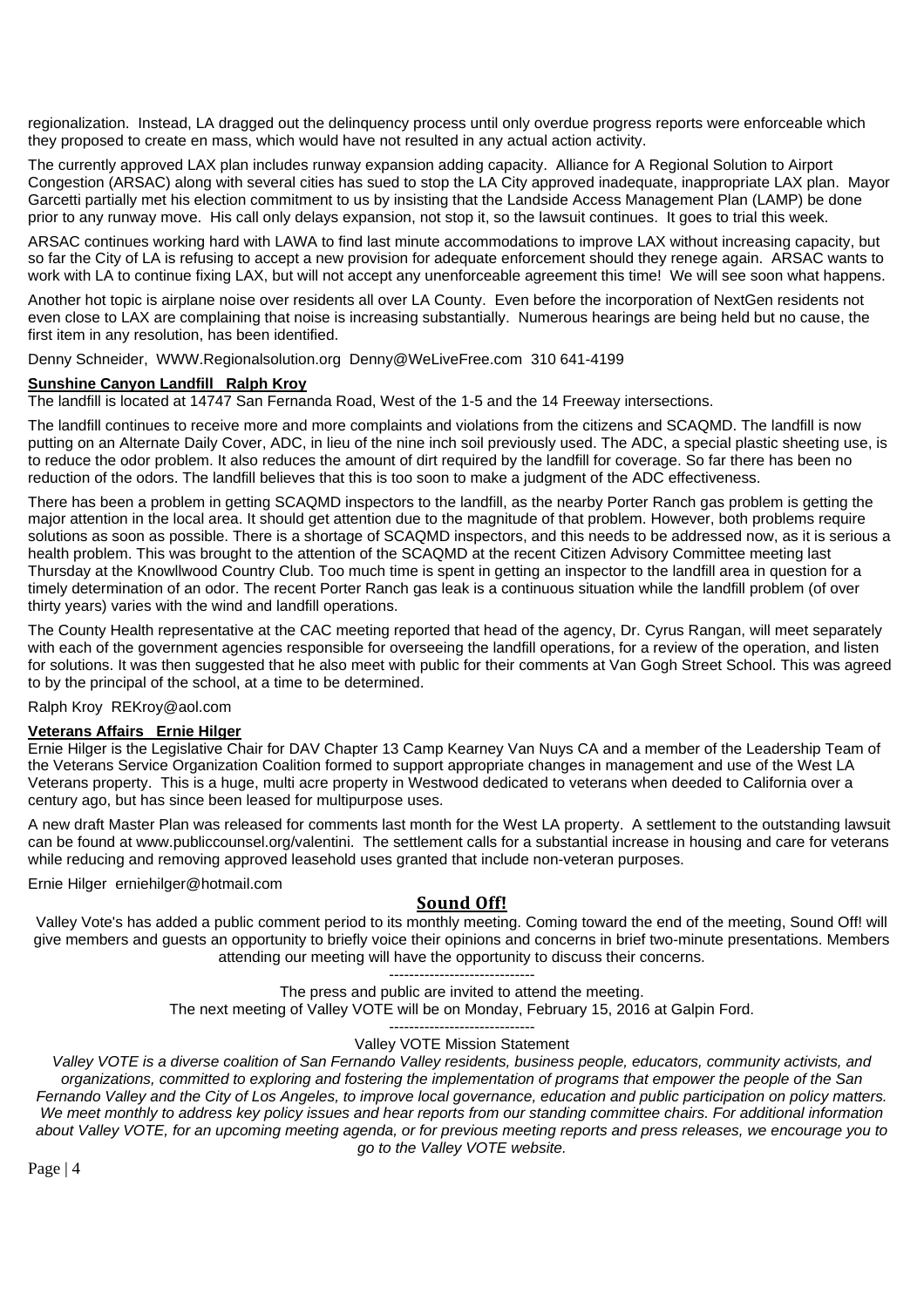regionalization. Instead, LA dragged out the delinquency process until only overdue progress reports were enforceable which they proposed to create en mass, which would have not resulted in any actual action activity.

The currently approved LAX plan includes runway expansion adding capacity. Alliance for A Regional Solution to Airport Congestion (ARSAC) along with several cities has sued to stop the LA City approved inadequate, inappropriate LAX plan. Mayor Garcetti partially met his election commitment to us by insisting that the Landside Access Management Plan (LAMP) be done prior to any runway move. His call only delays expansion, not stop it, so the lawsuit continues. It goes to trial this week.

ARSAC continues working hard with LAWA to find last minute accommodations to improve LAX without increasing capacity, but so far the City of LA is refusing to accept a new provision for adequate enforcement should they renege again. ARSAC wants to work with LA to continue fixing LAX, but will not accept any unenforceable agreement this time! We will see soon what happens.

Another hot topic is airplane noise over residents all over LA County. Even before the incorporation of NextGen residents not even close to LAX are complaining that noise is increasing substantially. Numerous hearings are being held but no cause, the first item in any resolution, has been identified.

Denny Schneider, WWW.Regionalsolution.org Denny@WeLiveFree.com 310 641-4199

**Sunshine Canyon Landfill Ralph Kroy**

The landfill is located at 14747 San Fernanda Road, West of the 1-5 and the 14 Freeway intersections.

The landfill continues to receive more and more complaints and violations from the citizens and SCAQMD. The landfill is now putting on an Alternate Daily Cover, ADC, in lieu of the nine inch soil previously used. The ADC, a special plastic sheeting use, is to reduce the odor problem. It also reduces the amount of dirt required by the landfill for coverage. So far there has been no reduction of the odors. The landfill believes that this is too soon to make a judgment of the ADC effectiveness.

There has been a problem in getting SCAQMD inspectors to the landfill, as the nearby Porter Ranch gas problem is getting the major attention in the local area. It should get attention due to the magnitude of that problem. However, both problems require solutions as soon as possible. There is a shortage of SCAQMD inspectors, and this needs to be addressed now, as it is serious a health problem. This was brought to the attention of the SCAQMD at the recent Citizen Advisory Committee meeting last Thursday at the Knowllwood Country Club. Too much time is spent in getting an inspector to the landfill area in question for a timely determination of an odor. The recent Porter Ranch gas leak is a continuous situation while the landfill problem (of over thirty years) varies with the wind and landfill operations.

The County Health representative at the CAC meeting reported that head of the agency, Dr. Cyrus Rangan, will meet separately with each of the government agencies responsible for overseeing the landfill operations, for a review of the operation, and listen for solutions. It was then suggested that he also meet with public for their comments at Van Gogh Street School. This was agreed to by the principal of the school, at a time to be determined.

Ralph Kroy REKroy@aol.com

**Veterans Affairs Ernie Hilger**

Ernie Hilger is the Legislative Chair for DAV Chapter 13 Camp Kearney Van Nuys CA and a member of the Leadership Team of the Veterans Service Organization Coalition formed to support appropriate changes in management and use of the West LA Veterans property. This is a huge, multi acre property in Westwood dedicated to veterans when deeded to California over a century ago, but has since been leased for multipurpose uses.

A new draft Master Plan was released for comments last month for the West LA property. A settlement to the outstanding lawsuit can be found at www.publiccounsel.org/valentini. The settlement calls for a substantial increase in housing and care for veterans while reducing and removing approved leasehold uses granted that include non-veteran purposes.

Ernie Hilger erniehilger@hotmail.com

## Sound Off!

Valley Vote's has added a public comment period to its monthly meeting. Coming toward the end of the meeting, Sound Off! will give members and guests an opportunity to briefly voice their opinions and concerns in brief two-minute presentations. Members attending our meeting will have the opportunity to discuss their concerns.

----------------------------

The press and public are invited to attend the meeting.

The next meeting of Valley VOTE will be on Monday, February 15, 2016 at Galpin Ford.

----------------------------

Valley VOTE Mission Statement

*Valley VOTE is a diverse coalition of San Fernando Valley residents, business people, educators, community activists, and organizations, committed to exploring and fostering the implementation of programs that empower the people of the San Fernando Valley and the City of Los Angeles, to improve local governance, education and public participation on policy matters. We meet monthly to address key policy issues and hear reports from our standing committee chairs. For additional information about Valley VOTE, for an upcoming meeting agenda, or for previous meeting reports and press releases, we encourage you to go to the Valley VOTE website.*